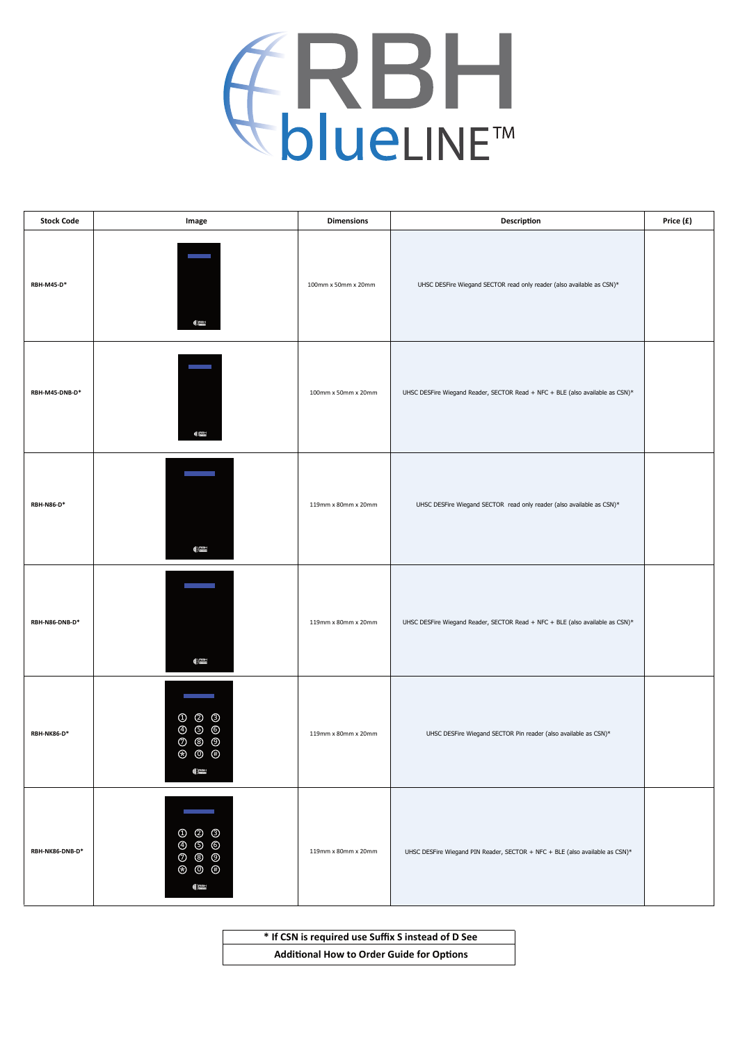# RBH blueLINE™

| Stock Code | Image | Dimensions | Description | Price (£) |
|---|---|---|---|---|
| RBH-M45-D* | | 100mm x 50mm x 20mm | UHSC DESFire Wiegand SECTOR read only reader (also available as CSN)* | |
| RBH-M45-DNB-D* | | 100mm x 50mm x 20mm | UHSC DESFire Wiegand Reader, SECTOR Read + NFC + BLE (also available as CSN)* | |
| RBH-N86-D* | | 119mm x 80mm x 20mm | UHSC DESFire Wiegand SECTOR read only reader (also available as CSN)* | |
| RBH-N86-DNB-D* | | 119mm x 80mm x 20mm | UHSC DESFire Wiegand Reader, SECTOR Read + NFC + BLE (also available as CSN)* | |
| RBH-NK86-D* | | 119mm x 80mm x 20mm | UHSC DESFire Wiegand SECTOR Pin reader (also available as CSN)* | |
| RBH-NK86-DNB-D* | | 119mm x 80mm x 20mm | UHSC DESFire Wiegand PIN Reader, SECTOR + NFC + BLE (also available as CSN)* | |

**\* If CSN is required use Suffix S instead of D See**

**Additional How to Order Guide for Options**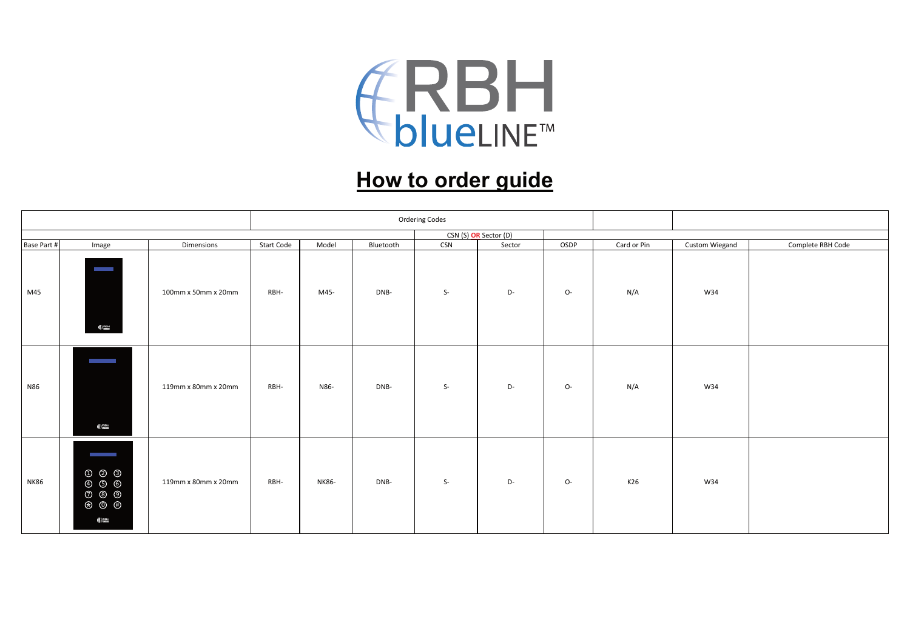# How to order guide

| | | | Ordering Codes | | | | | | | | |
|---|---|---|---|---|---|---|---|---|---|---|---|
| | | | | | | CSN (S) OR Sector (D) | | | | | |
| Base Part # | Image | Dimensions | Start Code | Model | Bluetooth | CSN | Sector | OSDP | Card or Pin | Custom Wiegand | Complete RBH Code |
| M45 | | 100mm x 50mm x 20mm | RBH- | M45- | DNB- | S- | D- | O- | N/A | W34 | |
| N86 | | 119mm x 80mm x 20mm | RBH- | N86- | DNB- | S- | D- | O- | N/A | W34 | |
| NK86 | | 119mm x 80mm x 20mm | RBH- | NK86- | DNB- | S- | D- | O- | K26 | W34 | |